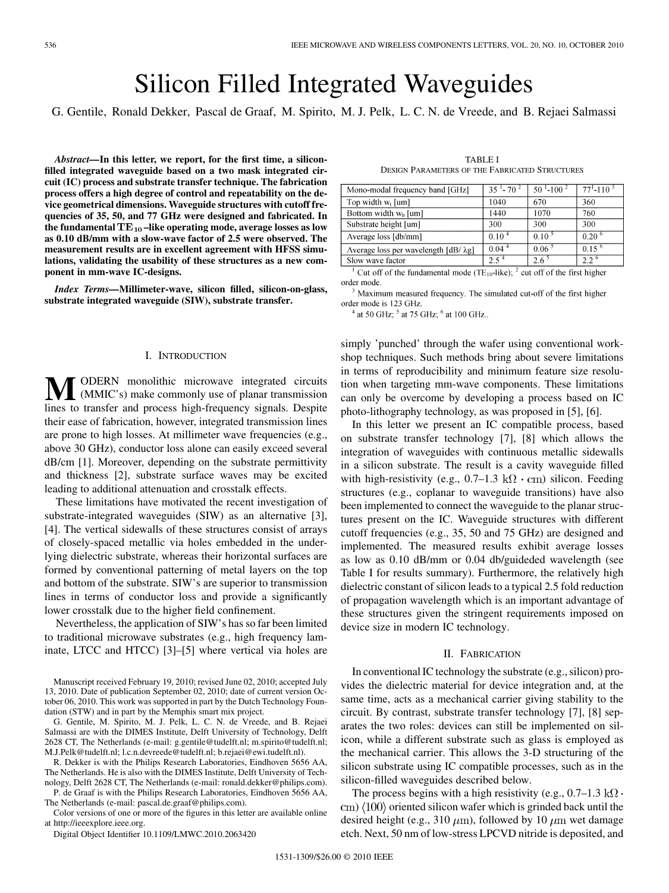# Silicon Filled Integrated Waveguides

G. Gentile, Ronald Dekker, Pascal de Graaf, M. Spirito, M. J. Pelk, L. C. N. de Vreede, and B. Rejaei Salmassi

***Abstract*—In this letter, we report, for the first time, a silicon-filled integrated waveguide based on a two mask integrated circuit (IC) process and substrate transfer technique. The fabrication process offers a high degree of control and repeatability on the device geometrical dimensions. Waveguide structures with cutoff frequencies of 35, 50, and 77 GHz were designed and fabricated. In the fundamental $TE_{10}$–like operating mode, average losses as low as 0.10 dB/mm with a slow-wave factor of 2.5 were observed. The measurement results are in excellent agreement with HFSS simulations, validating the usability of these structures as a new component in mm-wave IC-designs.**

***Index Terms*—Millimeter-wave, silicon filled, silicon-on-glass, substrate integrated waveguide (SIW), substrate transfer.**

TABLE I
DESIGN PARAMETERS OF THE FABRICATED STRUCTURES

| Mono-modal frequency band [GHz] | 35 [1] - 70 [2] | 50 [1]-100 [2] | 77 [1]-110 [3] |
|---|---|---|---|
| Top width $w_t$ [um] | 1040 | 670 | 360 |
| Bottom width $w_b$ [um] | 1440 | 1070 | 760 |
| Substrate height [um] | 300 | 300 | 300 |
| Average loss [db/mm] | 0.10 [4] | 0.10 [5] | 0.20 [6] |
| Average loss per wavelength [dB/ $\lambda$g] | 0.04 [4] | 0.06 [5] | 0.15 [6] |
| Slow wave factor | 2.5 [4] | 2.6 [5] | 2.2 [6] |

[1] Cut off of the fundamental mode ($TE_{10}$-like); [2] cut off of the first higher order mode.
[3] Maximum measured frequency. The simulated cut-off of the first higher order mode is 123 GHz.
[4] at 50 GHz; [5] at 75 GHz; [6] at 100 GHz..

## I. Introduction

MODERN monolithic microwave integrated circuits (MMIC's) make commonly use of planar transmission lines to transfer and process high-frequency signals. Despite their ease of fabrication, however, integrated transmission lines are prone to high losses. At millimeter wave frequencies (e.g., above 30 GHz), conductor loss alone can easily exceed several dB/cm [1]. Moreover, depending on the substrate permittivity and thickness [2], substrate surface waves may be excited leading to additional attenuation and crosstalk effects.

These limitations have motivated the recent investigation of substrate-integrated waveguides (SIW) as an alternative [3], [4]. The vertical sidewalls of these structures consist of arrays of closely-spaced metallic via holes embedded in the underlying dielectric substrate, whereas their horizontal surfaces are formed by conventional patterning of metal layers on the top and bottom of the substrate. SIW's are superior to transmission lines in terms of conductor loss and provide a significantly lower crosstalk due to the higher field confinement.

Nevertheless, the application of SIW's has so far been limited to traditional microwave substrates (e.g., high frequency laminate, LTCC and HTCC) [3]–[5] where vertical via holes are simply 'punched' through the wafer using conventional workshop techniques. Such methods bring about severe limitations in terms of reproducibility and minimum feature size resolution when targeting mm-wave components. These limitations can only be overcome by developing a process based on IC photo-lithography technology, as was proposed in [5], [6].

In this letter we present an IC compatible process, based on substrate transfer technology [7], [8] which allows the integration of waveguides with continuous metallic sidewalls in a silicon substrate. The result is a cavity waveguide filled with high-resistivity (e.g., 0.7–1.3 $k\Omega \cdot cm$) silicon. Feeding structures (e.g., coplanar to waveguide transitions) have also been implemented to connect the waveguide to the planar structures present on the IC. Waveguide structures with different cutoff frequencies (e.g., 35, 50 and 75 GHz) are designed and implemented. The measured results exhibit average losses as low as 0.10 dB/mm or 0.04 db/guideded wavelength (see Table I for results summary). Furthermore, the relatively high dielectric constant of silicon leads to a typical 2.5 fold reduction of propagation wavelength which is an important advantage of these structures given the stringent requirements imposed on device size in modern IC technology.

## II. Fabrication

In conventional IC technology the substrate (e.g., silicon) provides the dielectric material for device integration and, at the same time, acts as a mechanical carrier giving stability to the circuit. By contrast, substrate transfer technology [7], [8] separates the two roles: devices can still be implemented on silicon, while a different substrate such as glass is employed as the mechanical carrier. This allows the 3-D structuring of the silicon substrate using IC compatible processes, such as in the silicon-filled waveguides described below.

The process begins with a high resistivity (e.g., 0.7–1.3 $k\Omega \cdot cm$) $\langle 100 \rangle$ oriented silicon wafer which is grinded back until the desired height (e.g., 310 $\mu m$), followed by 10 $\mu m$ wet damage etch. Next, 50 nm of low-stress LPCVD nitride is deposited, and

Manuscript received February 19, 2010; revised June 02, 2010; accepted July 13, 2010. Date of publication September 02, 2010; date of current version October 06, 2010. This work was supported in part by the Dutch Technology Foundation (STW) and in part by the Memphis smart mix project.

G. Gentile, M. Spirito, M. J. Pelk, L. C. N. de Vreede, and B. Rejaei Salmassi are with the DIMES Institute, Delft University of Technology, Delft 2628 CT, The Netherlands (e-mail: g.gentile@tudelft.nl; m.spirito@tudelft.nl; M.J.Pelk@tudelft.nl; l.c.n.devreede@tudelft.nl; b.rejaei@ewi.tudelft.nl).

R. Dekker is with the Philips Research Laboratories, Eindhoven 5656 AA, The Netherlands. He is also with the DIMES Institute, Delft University of Technology, Delft 2628 CT, The Netherlands (e-mail: ronald.dekker@philips.com).

P. de Graaf is with the Philips Research Laboratories, Eindhoven 5656 AA, The Netherlands (e-mail: pascal.de.graaf@philips.com).

Color versions of one or more of the figures in this letter are available online at http://ieeexplore.ieee.org.

Digital Object Identifier 10.1109/LMWC.2010.2063420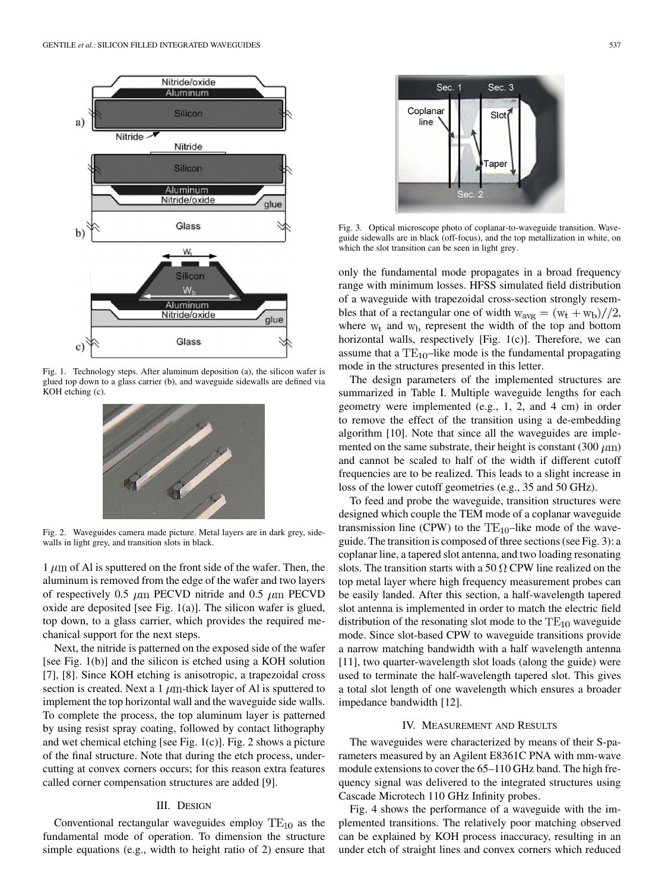Fig. 1. Technology steps. After aluminum deposition (a), the silicon wafer is glued top down to a glass carrier (b), and waveguide sidewalls are defined via KOH etching (c).

Fig. 2. Waveguides camera made picture. Metal layers are in dark grey, sidewalls in light grey, and transition slots in black.

1 $\mu$m of Al is sputtered on the front side of the wafer. Then, the aluminum is removed from the edge of the wafer and two layers of respectively 0.5 $\mu$m PECVD nitride and 0.5 $\mu$m PECVD oxide are deposited [see Fig. 1(a)]. The silicon wafer is glued, top down, to a glass carrier, which provides the required mechanical support for the next steps.

Next, the nitride is patterned on the exposed side of the wafer [see Fig. 1(b)] and the silicon is etched using a KOH solution [7], [8]. Since KOH etching is anisotropic, a trapezoidal cross section is created. Next a 1 $\mu$m-thick layer of Al is sputtered to implement the top horizontal wall and the waveguide side walls. To complete the process, the top aluminum layer is patterned by using resist spray coating, followed by contact lithography and wet chemical etching [see Fig. 1(c)]. Fig. 2 shows a picture of the final structure. Note that during the etch process, undercutting at convex corners occurs; for this reason extra features called corner compensation structures are added [9].

## III. Design

Conventional rectangular waveguides employ $\mathrm{TE}_{10}$ as the fundamental mode of operation. To dimension the structure simple equations (e.g., width to height ratio of 2) ensure that only the fundamental mode propagates in a broad frequency range with minimum losses. HFSS simulated field distribution of a waveguide with trapezoidal cross-section strongly resembles that of a rectangular one of width $\mathrm{w_{avg}} = (\mathrm{w_t} + \mathrm{w_b})//2$, where $\mathrm{w_t}$ and $\mathrm{w_b}$ represent the width of the top and bottom horizontal walls, respectively [Fig. 1(c)]. Therefore, we can assume that a $\mathrm{TE}_{10}$–like mode is the fundamental propagating mode in the structures presented in this letter.

Fig. 3. Optical microscope photo of coplanar-to-waveguide transition. Waveguide sidewalls are in black (off-focus), and the top metallization in white, on which the slot transition can be seen in light grey.

The design parameters of the implemented structures are summarized in Table I. Multiple waveguide lengths for each geometry were implemented (e.g., 1, 2, and 4 cm) in order to remove the effect of the transition using a de-embedding algorithm [10]. Note that since all the waveguides are implemented on the same substrate, their height is constant (300 $\mu$m) and cannot be scaled to half of the width if different cutoff frequencies are to be realized. This leads to a slight increase in loss of the lower cutoff geometries (e.g., 35 and 50 GHz).

To feed and probe the waveguide, transition structures were designed which couple the TEM mode of a coplanar waveguide transmission line (CPW) to the $\mathrm{TE}_{10}$–like mode of the waveguide. The transition is composed of three sections (see Fig. 3): a coplanar line, a tapered slot antenna, and two loading resonating slots. The transition starts with a 50 $\Omega$ CPW line realized on the top metal layer where high frequency measurement probes can be easily landed. After this section, a half-wavelength tapered slot antenna is implemented in order to match the electric field distribution of the resonating slot mode to the $\mathrm{TE}_{10}$ waveguide mode. Since slot-based CPW to waveguide transitions provide a narrow matching bandwidth with a half wavelength antenna [11], two quarter-wavelength slot loads (along the guide) were used to terminate the half-wavelength tapered slot. This gives a total slot length of one wavelength which ensures a broader impedance bandwidth [12].

## IV. Measurement and Results

The waveguides were characterized by means of their S-parameters measured by an Agilent E8361C PNA with mm-wave module extensions to cover the 65–110 GHz band. The high frequency signal was delivered to the integrated structures using Cascade Microtech 110 GHz Infinity probes.

Fig. 4 shows the performance of a waveguide with the implemented transitions. The relatively poor matching observed can be explained by KOH process inaccuracy, resulting in an under etch of straight lines and convex corners which reduced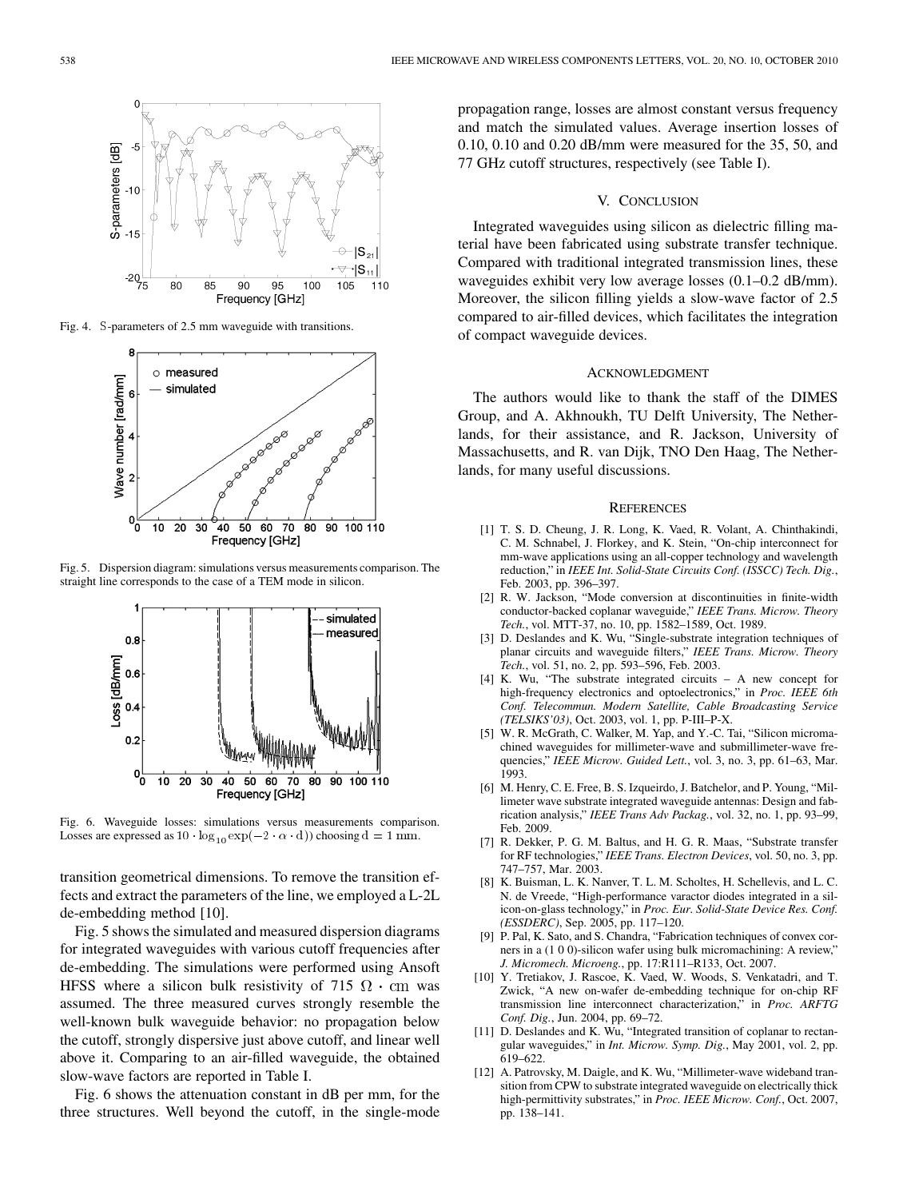0
-5
-10
-15
-20
75 80 85 90 95 100 105 110
S-parameters [dB]
Frequency [GHz]
$|S_{21}|$
$|S_{11}|$

Fig. 4. S-parameters of 2.5 mm waveguide with transitions.

8
6
4
2
0
0 10 20 30 40 50 60 70 80 90 100 110
Wave number [rad/mm]
Frequency [GHz]
measured
simulated

Fig. 5. Dispersion diagram: simulations versus measurements comparison. The straight line corresponds to the case of a TEM mode in silicon.

1
0.8
0.6
0.4
0.2
0
0 10 20 30 40 50 60 70 80 90 100 110
Loss [dB/mm]
Frequency [GHz]
simulated
measured

Fig. 6. Waveguide losses: simulations versus measurements comparison. Losses are expressed as $10 \cdot \log_{10} \exp(-2 \cdot \alpha \cdot \mathrm{d})$) choosing $\mathrm{d} = 1$ mm.

transition geometrical dimensions. To remove the transition effects and extract the parameters of the line, we employed a L-2L de-embedding method [10].

Fig. 5 shows the simulated and measured dispersion diagrams for integrated waveguides with various cutoff frequencies after de-embedding. The simulations were performed using Ansoft HFSS where a silicon bulk resistivity of 715 $\Omega \cdot \mathrm{cm}$ was assumed. The three measured curves strongly resemble the well-known bulk waveguide behavior: no propagation below the cutoff, strongly dispersive just above cutoff, and linear well above it. Comparing to an air-filled waveguide, the obtained slow-wave factors are reported in Table I.

Fig. 6 shows the attenuation constant in dB per mm, for the three structures. Well beyond the cutoff, in the single-mode propagation range, losses are almost constant versus frequency and match the simulated values. Average insertion losses of 0.10, 0.10 and 0.20 dB/mm were measured for the 35, 50, and 77 GHz cutoff structures, respectively (see Table I).

## V. Conclusion

Integrated waveguides using silicon as dielectric filling material have been fabricated using substrate transfer technique. Compared with traditional integrated transmission lines, these waveguides exhibit very low average losses (0.1–0.2 dB/mm). Moreover, the silicon filling yields a slow-wave factor of 2.5 compared to air-filled devices, which facilitates the integration of compact waveguide devices.

## Acknowledgment

The authors would like to thank the staff of the DIMES Group, and A. Akhnoukh, TU Delft University, The Netherlands, for their assistance, and R. Jackson, University of Massachusetts, and R. van Dijk, TNO Den Haag, The Netherlands, for many useful discussions.

## References

[1] T. S. D. Cheung, J. R. Long, K. Vaed, R. Volant, A. Chinthakindi, C. M. Schnabel, J. Florkey, and K. Stein, "On-chip interconnect for mm-wave applications using an all-copper technology and wavelength reduction," in *IEEE Int. Solid-State Circuits Conf. (ISSCC) Tech. Dig.*, Feb. 2003, pp. 396–397.

[2] R. W. Jackson, "Mode conversion at discontinuities in finite-width conductor-backed coplanar waveguide," *IEEE Trans. Microw. Theory Tech.*, vol. MTT-37, no. 10, pp. 1582–1589, Oct. 1989.

[3] D. Deslandes and K. Wu, "Single-substrate integration techniques of planar circuits and waveguide filters," *IEEE Trans. Microw. Theory Tech.*, vol. 51, no. 2, pp. 593–596, Feb. 2003.

[4] K. Wu, "The substrate integrated circuits – A new concept for high-frequency electronics and optoelectronics," in *Proc. IEEE 6th Conf. Telecommun. Modern Satellite, Cable Broadcasting Service (TELSIKS'03)*, Oct. 2003, vol. 1, pp. P-III–P-X.

[5] W. R. McGrath, C. Walker, M. Yap, and Y.-C. Tai, "Silicon micromachined waveguides for millimeter-wave and submillimeter-wave frequencies," *IEEE Microw. Guided Lett.*, vol. 3, no. 3, pp. 61–63, Mar. 1993.

[6] M. Henry, C. E. Free, B. S. Izqueirdo, J. Batchelor, and P. Young, "Millimeter wave substrate integrated waveguide antennas: Design and fabrication analysis," *IEEE Trans Adv Packag.*, vol. 32, no. 1, pp. 93–99, Feb. 2009.

[7] R. Dekker, P. G. M. Baltus, and H. G. R. Maas, "Substrate transfer for RF technologies," *IEEE Trans. Electron Devices*, vol. 50, no. 3, pp. 747–757, Mar. 2003.

[8] K. Buisman, L. K. Nanver, T. L. M. Scholtes, H. Schellevis, and L. C. N. de Vreede, "High-performance varactor diodes integrated in a silicon-on-glass technology," in *Proc. Eur. Solid-State Device Res. Conf. (ESSDERC)*, Sep. 2005, pp. 117–120.

[9] P. Pal, K. Sato, and S. Chandra, "Fabrication techniques of convex corners in a (1 0 0)-silicon wafer using bulk micromachining: A review," *J. Micromech. Microeng.*, pp. 17:R111–R133, Oct. 2007.

[10] Y. Tretiakov, J. Rascoe, K. Vaed, W. Woods, S. Venkatadri, and T. Zwick, "A new on-wafer de-embedding technique for on-chip RF transmission line interconnect characterization," in *Proc. ARFTG Conf. Dig.*, Jun. 2004, pp. 69–72.

[11] D. Deslandes and K. Wu, "Integrated transition of coplanar to rectangular waveguides," in *Int. Microw. Symp. Dig.*, May 2001, vol. 2, pp. 619–622.

[12] A. Patrovsky, M. Daigle, and K. Wu, "Millimeter-wave wideband transition from CPW to substrate integrated waveguide on electrically thick high-permittivity substrates," in *Proc. IEEE Microw. Conf.*, Oct. 2007, pp. 138–141.